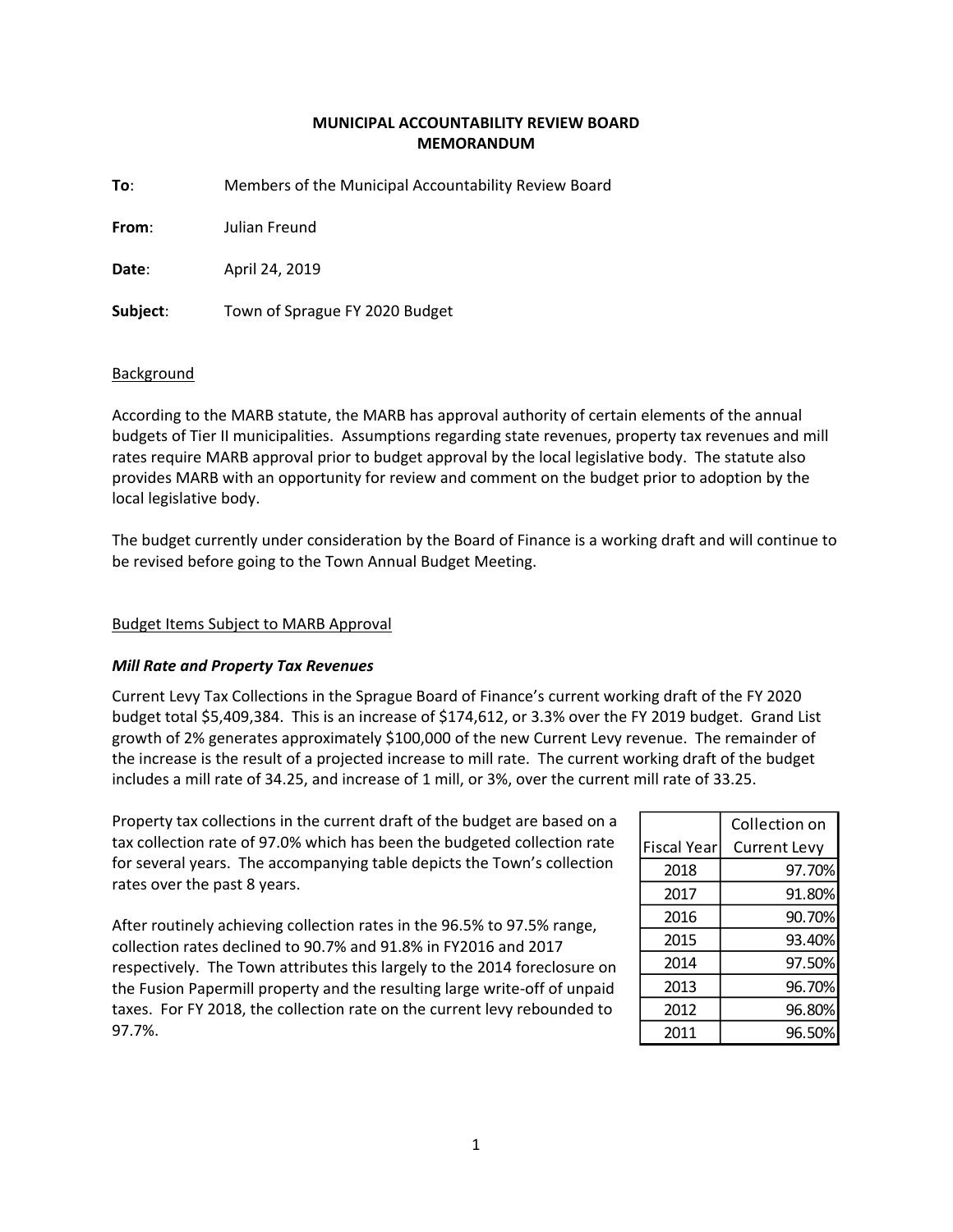# MUNICIPAL ACCOUNTABILITY REVIEW BOARD
# MEMORANDUM

**To**: Members of the Municipal Accountability Review Board

**From**: Julian Freund

**Date**: April 24, 2019

**Subject**: Town of Sprague FY 2020 Budget

## Background

According to the MARB statute, the MARB has approval authority of certain elements of the annual budgets of Tier II municipalities. Assumptions regarding state revenues, property tax revenues and mill rates require MARB approval prior to budget approval by the local legislative body. The statute also provides MARB with an opportunity for review and comment on the budget prior to adoption by the local legislative body.

The budget currently under consideration by the Board of Finance is a working draft and will continue to be revised before going to the Town Annual Budget Meeting.

## Budget Items Subject to MARB Approval

### *Mill Rate and Property Tax Revenues*

Current Levy Tax Collections in the Sprague Board of Finance's current working draft of the FY 2020 budget total $5,409,384. This is an increase of $174,612, or 3.3% over the FY 2019 budget. Grand List growth of 2% generates approximately $100,000 of the new Current Levy revenue. The remainder of the increase is the result of a projected increase to mill rate. The current working draft of the budget includes a mill rate of 34.25, and increase of 1 mill, or 3%, over the current mill rate of 33.25.

Property tax collections in the current draft of the budget are based on a tax collection rate of 97.0% which has been the budgeted collection rate for several years. The accompanying table depicts the Town's collection rates over the past 8 years.

| Fiscal Year | Collection on Current Levy |
|---|---|
| 2018 | 97.70% |
| 2017 | 91.80% |
| 2016 | 90.70% |
| 2015 | 93.40% |
| 2014 | 97.50% |
| 2013 | 96.70% |
| 2012 | 96.80% |
| 2011 | 96.50% |

After routinely achieving collection rates in the 96.5% to 97.5% range, collection rates declined to 90.7% and 91.8% in FY2016 and 2017 respectively. The Town attributes this largely to the 2014 foreclosure on the Fusion Papermill property and the resulting large write-off of unpaid taxes. For FY 2018, the collection rate on the current levy rebounded to 97.7%.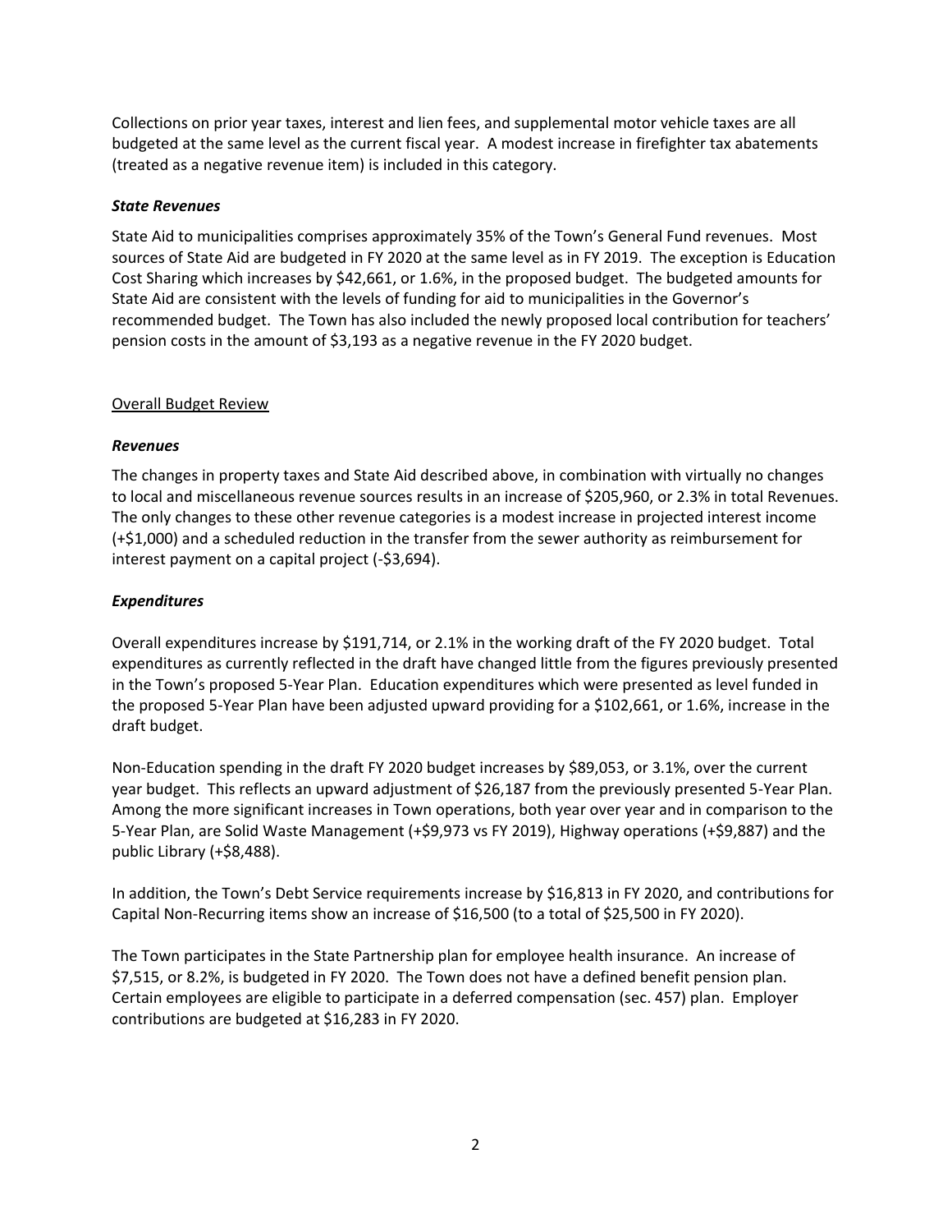Collections on prior year taxes, interest and lien fees, and supplemental motor vehicle taxes are all budgeted at the same level as the current fiscal year. A modest increase in firefighter tax abatements (treated as a negative revenue item) is included in this category.

***State Revenues***

State Aid to municipalities comprises approximately 35% of the Town's General Fund revenues. Most sources of State Aid are budgeted in FY 2020 at the same level as in FY 2019. The exception is Education Cost Sharing which increases by $42,661, or 1.6%, in the proposed budget. The budgeted amounts for State Aid are consistent with the levels of funding for aid to municipalities in the Governor's recommended budget. The Town has also included the newly proposed local contribution for teachers' pension costs in the amount of $3,193 as a negative revenue in the FY 2020 budget.

<u>Overall Budget Review</u>

***Revenues***

The changes in property taxes and State Aid described above, in combination with virtually no changes to local and miscellaneous revenue sources results in an increase of $205,960, or 2.3% in total Revenues. The only changes to these other revenue categories is a modest increase in projected interest income (+$1,000) and a scheduled reduction in the transfer from the sewer authority as reimbursement for interest payment on a capital project (-$3,694).

***Expenditures***

Overall expenditures increase by $191,714, or 2.1% in the working draft of the FY 2020 budget. Total expenditures as currently reflected in the draft have changed little from the figures previously presented in the Town's proposed 5-Year Plan. Education expenditures which were presented as level funded in the proposed 5-Year Plan have been adjusted upward providing for a $102,661, or 1.6%, increase in the draft budget.

Non-Education spending in the draft FY 2020 budget increases by $89,053, or 3.1%, over the current year budget. This reflects an upward adjustment of $26,187 from the previously presented 5-Year Plan. Among the more significant increases in Town operations, both year over year and in comparison to the 5-Year Plan, are Solid Waste Management (+$9,973 vs FY 2019), Highway operations (+$9,887) and the public Library (+$8,488).

In addition, the Town's Debt Service requirements increase by $16,813 in FY 2020, and contributions for Capital Non-Recurring items show an increase of $16,500 (to a total of $25,500 in FY 2020).

The Town participates in the State Partnership plan for employee health insurance. An increase of $7,515, or 8.2%, is budgeted in FY 2020. The Town does not have a defined benefit pension plan. Certain employees are eligible to participate in a deferred compensation (sec. 457) plan. Employer contributions are budgeted at $16,283 in FY 2020.